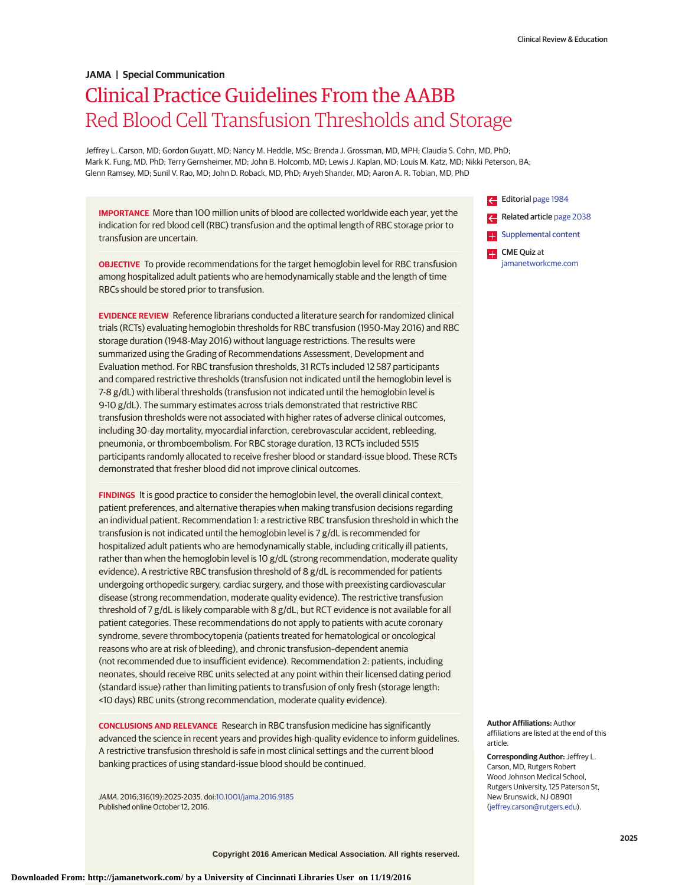JAMA | Special Communication

# Clinical Practice Guidelines From the AABB
## Red Blood Cell Transfusion Thresholds and Storage

Jeffrey L. Carson, MD; Gordon Guyatt, MD; Nancy M. Heddle, MSc; Brenda J. Grossman, MD, MPH; Claudia S. Cohn, MD, PhD; Mark K. Fung, MD, PhD; Terry Gernsheimer, MD; John B. Holcomb, MD; Lewis J. Kaplan, MD; Louis M. Katz, MD; Nikki Peterson, BA; Glenn Ramsey, MD; Sunil V. Rao, MD; John D. Roback, MD, PhD; Aryeh Shander, MD; Aaron A. R. Tobian, MD, PhD

**IMPORTANCE** More than 100 million units of blood are collected worldwide each year, yet the indication for red blood cell (RBC) transfusion and the optimal length of RBC storage prior to transfusion are uncertain.

**OBJECTIVE** To provide recommendations for the target hemoglobin level for RBC transfusion among hospitalized adult patients who are hemodynamically stable and the length of time RBCs should be stored prior to transfusion.

**EVIDENCE REVIEW** Reference librarians conducted a literature search for randomized clinical trials (RCTs) evaluating hemoglobin thresholds for RBC transfusion (1950-May 2016) and RBC storage duration (1948-May 2016) without language restrictions. The results were summarized using the Grading of Recommendations Assessment, Development and Evaluation method. For RBC transfusion thresholds, 31 RCTs included 12 587 participants and compared restrictive thresholds (transfusion not indicated until the hemoglobin level is 7-8 g/dL) with liberal thresholds (transfusion not indicated until the hemoglobin level is 9-10 g/dL). The summary estimates across trials demonstrated that restrictive RBC transfusion thresholds were not associated with higher rates of adverse clinical outcomes, including 30-day mortality, myocardial infarction, cerebrovascular accident, rebleeding, pneumonia, or thromboembolism. For RBC storage duration, 13 RCTs included 5515 participants randomly allocated to receive fresher blood or standard-issue blood. These RCTs demonstrated that fresher blood did not improve clinical outcomes.

**FINDINGS** It is good practice to consider the hemoglobin level, the overall clinical context, patient preferences, and alternative therapies when making transfusion decisions regarding an individual patient. Recommendation 1: a restrictive RBC transfusion threshold in which the transfusion is not indicated until the hemoglobin level is 7 g/dL is recommended for hospitalized adult patients who are hemodynamically stable, including critically ill patients, rather than when the hemoglobin level is 10 g/dL (strong recommendation, moderate quality evidence). A restrictive RBC transfusion threshold of 8 g/dL is recommended for patients undergoing orthopedic surgery, cardiac surgery, and those with preexisting cardiovascular disease (strong recommendation, moderate quality evidence). The restrictive transfusion threshold of 7 g/dL is likely comparable with 8 g/dL, but RCT evidence is not available for all patient categories. These recommendations do not apply to patients with acute coronary syndrome, severe thrombocytopenia (patients treated for hematological or oncological reasons who are at risk of bleeding), and chronic transfusion–dependent anemia (not recommended due to insufficient evidence). Recommendation 2: patients, including neonates, should receive RBC units selected at any point within their licensed dating period (standard issue) rather than limiting patients to transfusion of only fresh (storage length: <10 days) RBC units (strong recommendation, moderate quality evidence).

**CONCLUSIONS AND RELEVANCE** Research in RBC transfusion medicine has significantly advanced the science in recent years and provides high-quality evidence to inform guidelines. A restrictive transfusion threshold is safe in most clinical settings and the current blood banking practices of using standard-issue blood should be continued.

*JAMA*. 2016;316(19):2025-2035. doi:10.1001/jama.2016.9185
Published online October 12, 2016.

Editorial page 1984

Related article page 2038

Supplemental content

CME Quiz at jamanetworkcme.com

**Author Affiliations:** Author affiliations are listed at the end of this article.

**Corresponding Author:** Jeffrey L. Carson, MD, Rutgers Robert Wood Johnson Medical School, Rutgers University, 125 Paterson St, New Brunswick, NJ 08901 (jeffrey.carson@rutgers.edu).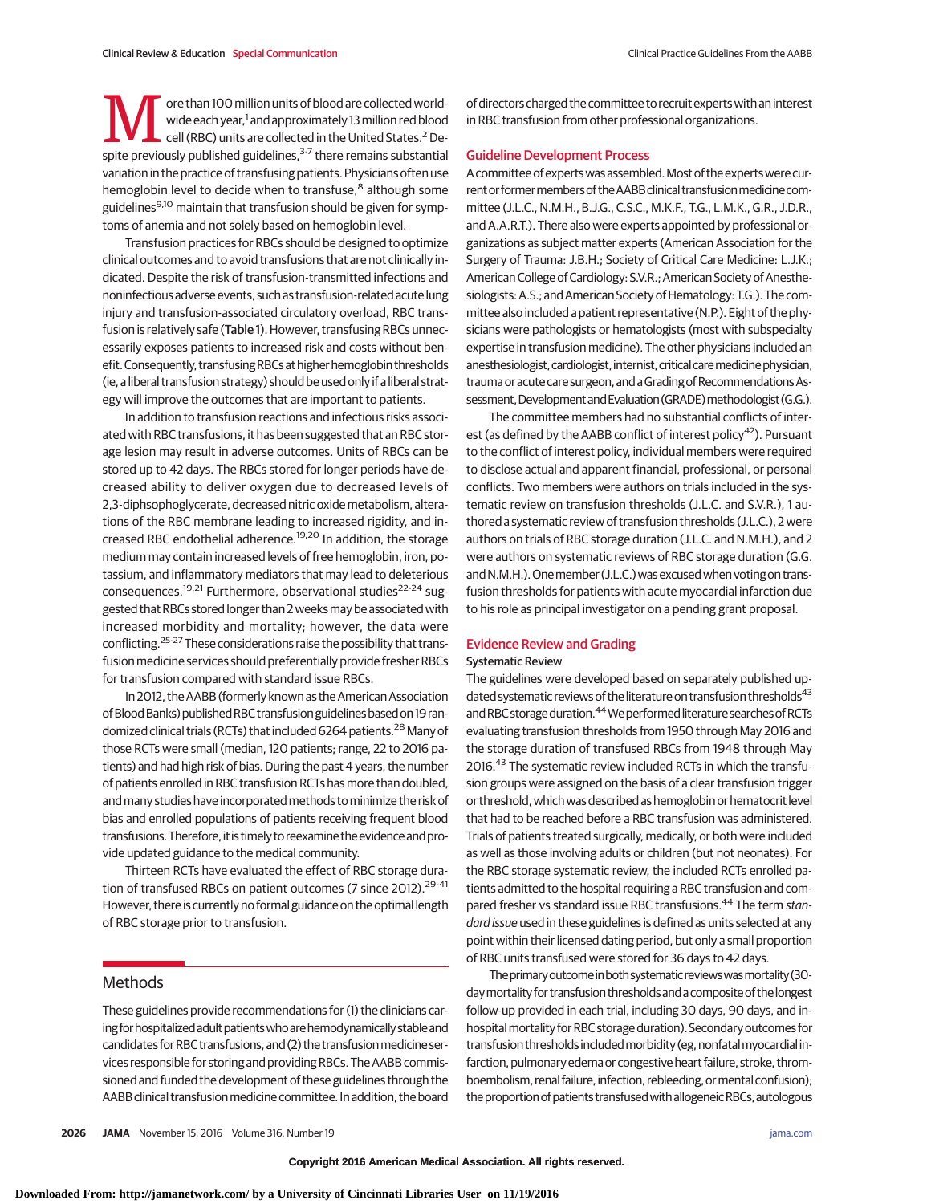More than 100 million units of blood are collected worldwide each year,[1] and approximately 13 million red blood cell (RBC) units are collected in the United States.[2] Despite previously published guidelines,[3-7] there remains substantial variation in the practice of transfusing patients. Physicians often use hemoglobin level to decide when to transfuse,[8] although some guidelines[9,10] maintain that transfusion should be given for symptoms of anemia and not solely based on hemoglobin level.

Transfusion practices for RBCs should be designed to optimize clinical outcomes and to avoid transfusions that are not clinically indicated. Despite the risk of transfusion-transmitted infections and noninfectious adverse events, such as transfusion-related acute lung injury and transfusion-associated circulatory overload, RBC transfusion is relatively safe (Table 1). However, transfusing RBCs unnecessarily exposes patients to increased risk and costs without benefit. Consequently, transfusing RBCs at higher hemoglobin thresholds (ie, a liberal transfusion strategy) should be used only if a liberal strategy will improve the outcomes that are important to patients.

In addition to transfusion reactions and infectious risks associated with RBC transfusions, it has been suggested that an RBC storage lesion may result in adverse outcomes. Units of RBCs can be stored up to 42 days. The RBCs stored for longer periods have decreased ability to deliver oxygen due to decreased levels of 2,3-diphsophoglycerate, decreased nitric oxide metabolism, alterations of the RBC membrane leading to increased rigidity, and increased RBC endothelial adherence.[19,20] In addition, the storage medium may contain increased levels of free hemoglobin, iron, potassium, and inflammatory mediators that may lead to deleterious consequences.[19,21] Furthermore, observational studies[22-24] suggested that RBCs stored longer than 2 weeks may be associated with increased morbidity and mortality; however, the data were conflicting.[25-27] These considerations raise the possibility that transfusion medicine services should preferentially provide fresher RBCs for transfusion compared with standard issue RBCs.

In 2012, the AABB (formerly known as the American Association of Blood Banks) published RBC transfusion guidelines based on 19 randomized clinical trials (RCTs) that included 6264 patients.[28] Many of those RCTs were small (median, 120 patients; range, 22 to 2016 patients) and had high risk of bias. During the past 4 years, the number of patients enrolled in RBC transfusion RCTs has more than doubled, and many studies have incorporated methods to minimize the risk of bias and enrolled populations of patients receiving frequent blood transfusions. Therefore, it is timely to reexamine the evidence and provide updated guidance to the medical community.

Thirteen RCTs have evaluated the effect of RBC storage duration of transfused RBCs on patient outcomes (7 since 2012).[29-41] However, there is currently no formal guidance on the optimal length of RBC storage prior to transfusion.

## Methods

These guidelines provide recommendations for (1) the clinicians caring for hospitalized adult patients who are hemodynamically stable and candidates for RBC transfusions, and (2) the transfusion medicine services responsible for storing and providing RBCs. The AABB commissioned and funded the development of these guidelines through the AABB clinical transfusion medicine committee. In addition, the board of directors charged the committee to recruit experts with an interest in RBC transfusion from other professional organizations.

### Guideline Development Process

A committee of experts was assembled. Most of the experts were current or former members of the AABB clinical transfusion medicine committee (J.L.C., N.M.H., B.J.G., C.S.C., M.K.F., T.G., L.M.K., G.R., J.D.R., and A.A.R.T.). There also were experts appointed by professional organizations as subject matter experts (American Association for the Surgery of Trauma: J.B.H.; Society of Critical Care Medicine: L.J.K.; American College of Cardiology: S.V.R.; American Society of Anesthesiologists: A.S.; and American Society of Hematology: T.G.). The committee also included a patient representative (N.P.). Eight of the physicians were pathologists or hematologists (most with subspecialty expertise in transfusion medicine). The other physicians included an anesthesiologist, cardiologist, internist, critical care medicine physician, trauma or acute care surgeon, and a Grading of Recommendations Assessment, Development and Evaluation (GRADE) methodologist (G.G.).

The committee members had no substantial conflicts of interest (as defined by the AABB conflict of interest policy[42]). Pursuant to the conflict of interest policy, individual members were required to disclose actual and apparent financial, professional, or personal conflicts. Two members were authors on trials included in the systematic review on transfusion thresholds (J.L.C. and S.V.R.), 1 authored a systematic review of transfusion thresholds (J.L.C.), 2 were authors on trials of RBC storage duration (J.L.C. and N.M.H.), and 2 were authors on systematic reviews of RBC storage duration (G.G. and N.M.H.). One member (J.L.C.) was excused when voting on transfusion thresholds for patients with acute myocardial infarction due to his role as principal investigator on a pending grant proposal.

### Evidence Review and Grading

#### Systematic Review

The guidelines were developed based on separately published updated systematic reviews of the literature on transfusion thresholds[43] and RBC storage duration.[44] We performed literature searches of RCTs evaluating transfusion thresholds from 1950 through May 2016 and the storage duration of transfused RBCs from 1948 through May 2016.[43] The systematic review included RCTs in which the transfusion groups were assigned on the basis of a clear transfusion trigger or threshold, which was described as hemoglobin or hematocrit level that had to be reached before a RBC transfusion was administered. Trials of patients treated surgically, medically, or both were included as well as those involving adults or children (but not neonates). For the RBC storage systematic review, the included RCTs enrolled patients admitted to the hospital requiring a RBC transfusion and compared fresher vs standard issue RBC transfusions.[44] The term *standard issue* used in these guidelines is defined as units selected at any point within their licensed dating period, but only a small proportion of RBC units transfused were stored for 36 days to 42 days.

The primary outcome in both systematic reviews was mortality (30-day mortality for transfusion thresholds and a composite of the longest follow-up provided in each trial, including 30 days, 90 days, and in-hospital mortality for RBC storage duration). Secondary outcomes for transfusion thresholds included morbidity (eg, nonfatal myocardial infarction, pulmonary edema or congestive heart failure, stroke, thromboembolism, renal failure, infection, rebleeding, or mental confusion); the proportion of patients transfused with allogeneic RBCs, autologous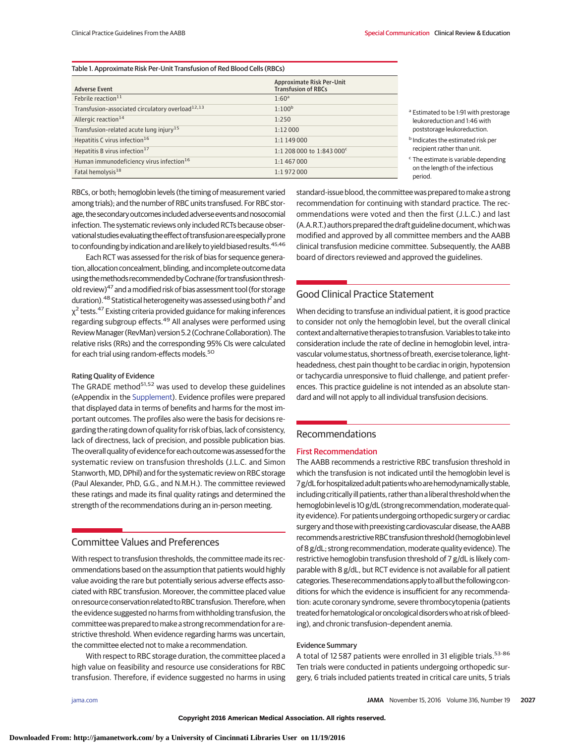Table 1. Approximate Risk Per-Unit Transfusion of Red Blood Cells (RBCs)

| Adverse Event | Approximate Risk Per-Unit Transfusion of RBCs |
|---|---|
| Febrile reaction[11] | 1:60[a] |
| Transfusion-associated circulatory overload[12,13] | 1:100[b] |
| Allergic reaction[14] | 1:250 |
| Transfusion-related acute lung injury[15] | 1:12 000 |
| Hepatitis C virus infection[16] | 1:1 149 000 |
| Hepatitis B virus infection[17] | 1:1 208 000 to 1:843 000[c] |
| Human immunodeficiency virus infection[16] | 1:1 467 000 |
| Fatal hemolysis[18] | 1:1 972 000 |

[a] Estimated to be 1:91 with prestorage leukoreduction and 1:46 with poststorage leukoreduction.

[b] Indicates the estimated risk per recipient rather than unit.

[c] The estimate is variable depending on the length of the infectious period.

RBCs, or both; hemoglobin levels (the timing of measurement varied among trials); and the number of RBC units transfused. For RBC storage, the secondary outcomes included adverse events and nosocomial infection. The systematic reviews only included RCTs because observational studies evaluating the effect of transfusion are especially prone to confounding by indication and are likely to yield biased results.[45,46]

Each RCT was assessed for the risk of bias for sequence generation, allocation concealment, blinding, and incomplete outcome data using the methods recommended by Cochrane (for transfusion threshold review)[47] and a modified risk of bias assessment tool (for storage duration).[48] Statistical heterogeneity was assessed using both $I^2$ and $\chi^2$ tests.[47] Existing criteria provided guidance for making inferences regarding subgroup effects.[49] All analyses were performed using Review Manager (RevMan) version 5.2 (Cochrane Collaboration). The relative risks (RRs) and the corresponding 95% CIs were calculated for each trial using random-effects models.[50]

### Rating Quality of Evidence

The GRADE method[51,52] was used to develop these guidelines (eAppendix in the Supplement). Evidence profiles were prepared that displayed data in terms of benefits and harms for the most important outcomes. The profiles also were the basis for decisions regarding the rating down of quality for risk of bias, lack of consistency, lack of directness, lack of precision, and possible publication bias. The overall quality of evidence for each outcome was assessed for the systematic review on transfusion thresholds (J.L.C. and Simon Stanworth, MD, DPhil) and for the systematic review on RBC storage (Paul Alexander, PhD, G.G., and N.M.H.). The committee reviewed these ratings and made its final quality ratings and determined the strength of the recommendations during an in-person meeting.

## Committee Values and Preferences

With respect to transfusion thresholds, the committee made its recommendations based on the assumption that patients would highly value avoiding the rare but potentially serious adverse effects associated with RBC transfusion. Moreover, the committee placed value on resource conservation related to RBC transfusion. Therefore, when the evidence suggested no harms from withholding transfusion, the committee was prepared to make a strong recommendation for a restrictive threshold. When evidence regarding harms was uncertain, the committee elected not to make a recommendation.

With respect to RBC storage duration, the committee placed a high value on feasibility and resource use considerations for RBC transfusion. Therefore, if evidence suggested no harms in using standard-issue blood, the committee was prepared to make a strong recommendation for continuing with standard practice. The recommendations were voted and then the first (J.L.C.) and last (A.A.R.T.) authors prepared the draft guideline document, which was modified and approved by all committee members and the AABB clinical transfusion medicine committee. Subsequently, the AABB board of directors reviewed and approved the guidelines.

## Good Clinical Practice Statement

When deciding to transfuse an individual patient, it is good practice to consider not only the hemoglobin level, but the overall clinical context and alternative therapies to transfusion. Variables to take into consideration include the rate of decline in hemoglobin level, intravascular volume status, shortness of breath, exercise tolerance, lightheadedness, chest pain thought to be cardiac in origin, hypotension or tachycardia unresponsive to fluid challenge, and patient preferences. This practice guideline is not intended as an absolute standard and will not apply to all individual transfusion decisions.

## Recommendations

### First Recommendation

The AABB recommends a restrictive RBC transfusion threshold in which the transfusion is not indicated until the hemoglobin level is 7 g/dL for hospitalized adult patients who are hemodynamically stable, including critically ill patients, rather than a liberal threshold when the hemoglobin level is 10 g/dL (strong recommendation, moderate quality evidence). For patients undergoing orthopedic surgery or cardiac surgery and those with preexisting cardiovascular disease, the AABB recommends a restrictive RBC transfusion threshold (hemoglobin level of 8 g/dL; strong recommendation, moderate quality evidence). The restrictive hemoglobin transfusion threshold of 7 g/dL is likely comparable with 8 g/dL, but RCT evidence is not available for all patient categories. These recommendations apply to all but the following conditions for which the evidence is insufficient for any recommendation: acute coronary syndrome, severe thrombocytopenia (patients treated for hematological or oncological disorders who at risk of bleeding), and chronic transfusion–dependent anemia.

#### Evidence Summary

A total of 12 587 patients were enrolled in 31 eligible trials.[53-86] Ten trials were conducted in patients undergoing orthopedic surgery, 6 trials included patients treated in critical care units, 5 trials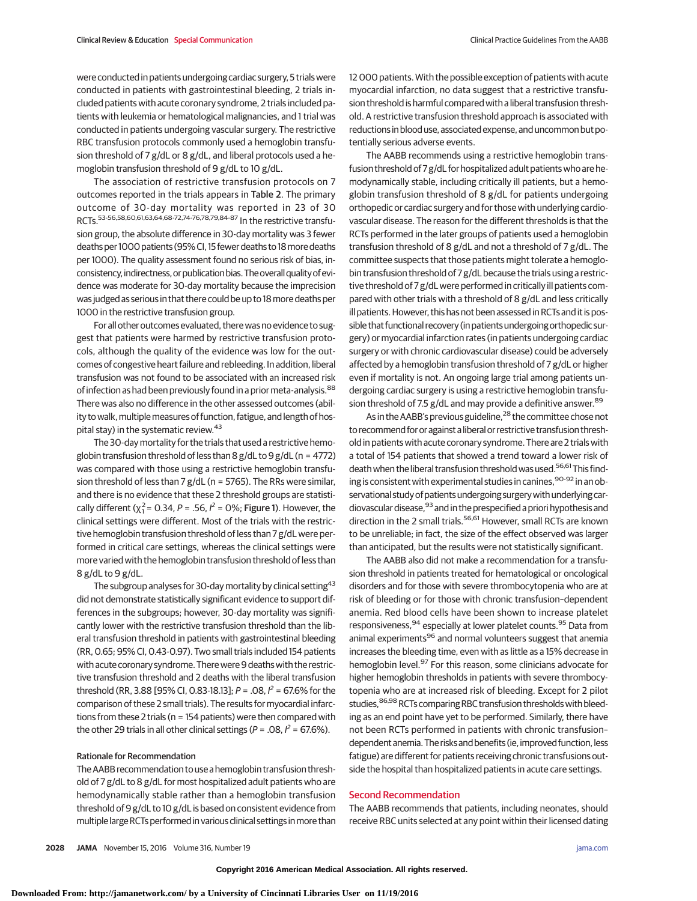were conducted in patients undergoing cardiac surgery, 5 trials were conducted in patients with gastrointestinal bleeding, 2 trials included patients with acute coronary syndrome, 2 trials included patients with leukemia or hematological malignancies, and 1 trial was conducted in patients undergoing vascular surgery. The restrictive RBC transfusion protocols commonly used a hemoglobin transfusion threshold of 7 g/dL or 8 g/dL, and liberal protocols used a hemoglobin transfusion threshold of 9 g/dL to 10 g/dL.

The association of restrictive transfusion protocols on 7 outcomes reported in the trials appears in Table 2. The primary outcome of 30-day mortality was reported in 23 of 30 RCTs.[53-56,58,60,61,63,64,68-72,74-76,78,79,84-87] In the restrictive transfusion group, the absolute difference in 30-day mortality was 3 fewer deaths per 1000 patients (95% CI, 15 fewer deaths to 18 more deaths per 1000). The quality assessment found no serious risk of bias, inconsistency, indirectness, or publication bias. The overall quality of evidence was moderate for 30-day mortality because the imprecision was judged as serious in that there could be up to 18 more deaths per 1000 in the restrictive transfusion group.

For all other outcomes evaluated, there was no evidence to suggest that patients were harmed by restrictive transfusion protocols, although the quality of the evidence was low for the outcomes of congestive heart failure and rebleeding. In addition, liberal transfusion was not found to be associated with an increased risk of infection as had been previously found in a prior meta-analysis.[88] There was also no difference in the other assessed outcomes (ability to walk, multiple measures of function, fatigue, and length of hospital stay) in the systematic review.[43]

The 30-day mortality for the trials that used a restrictive hemoglobin transfusion threshold of less than 8 g/dL to 9 g/dL (n = 4772) was compared with those using a restrictive hemoglobin transfusion threshold of less than 7 g/dL (n = 5765). The RRs were similar, and there is no evidence that these 2 threshold groups are statistically different ($\chi^2_1$ = 0.34, $P$ = .56, $I^2$ = 0%; Figure 1). However, the clinical settings were different. Most of the trials with the restrictive hemoglobin transfusion threshold of less than 7 g/dL were performed in critical care settings, whereas the clinical settings were more varied with the hemoglobin transfusion threshold of less than 8 g/dL to 9 g/dL.

The subgroup analyses for 30-day mortality by clinical setting[43] did not demonstrate statistically significant evidence to support differences in the subgroups; however, 30-day mortality was significantly lower with the restrictive transfusion threshold than the liberal transfusion threshold in patients with gastrointestinal bleeding (RR, 0.65; 95% CI, 0.43-0.97). Two small trials included 154 patients with acute coronary syndrome. There were 9 deaths with the restrictive transfusion threshold and 2 deaths with the liberal transfusion threshold (RR, 3.88 [95% CI, 0.83-18.13]; $P$ = .08, $I^2$ = 67.6% for the comparison of these 2 small trials). The results for myocardial infarctions from these 2 trials (n = 154 patients) were then compared with the other 29 trials in all other clinical settings ($P$ = .08, $I^2$ = 67.6%).

#### Rationale for Recommendation

The AABB recommendation to use a hemoglobin transfusion threshold of 7 g/dL to 8 g/dL for most hospitalized adult patients who are hemodynamically stable rather than a hemoglobin transfusion threshold of 9 g/dL to 10 g/dL is based on consistent evidence from multiple large RCTs performed in various clinical settings in more than 12 000 patients. With the possible exception of patients with acute myocardial infarction, no data suggest that a restrictive transfusion threshold is harmful compared with a liberal transfusion threshold. A restrictive transfusion threshold approach is associated with reductions in blood use, associated expense, and uncommon but potentially serious adverse events.

The AABB recommends using a restrictive hemoglobin transfusion threshold of 7 g/dL for hospitalized adult patients who are hemodynamically stable, including critically ill patients, but a hemoglobin transfusion threshold of 8 g/dL for patients undergoing orthopedic or cardiac surgery and for those with underlying cardiovascular disease. The reason for the different thresholds is that the RCTs performed in the later groups of patients used a hemoglobin transfusion threshold of 8 g/dL and not a threshold of 7 g/dL. The committee suspects that those patients might tolerate a hemoglobin transfusion threshold of 7 g/dL because the trials using a restrictive threshold of 7 g/dL were performed in critically ill patients compared with other trials with a threshold of 8 g/dL and less critically ill patients. However, this has not been assessed in RCTs and it is possible that functional recovery (in patients undergoing orthopedic surgery) or myocardial infarction rates (in patients undergoing cardiac surgery or with chronic cardiovascular disease) could be adversely affected by a hemoglobin transfusion threshold of 7 g/dL or higher even if mortality is not. An ongoing large trial among patients undergoing cardiac surgery is using a restrictive hemoglobin transfusion threshold of 7.5 g/dL and may provide a definitive answer.[89]

As in the AABB's previous guideline,[28] the committee chose not to recommend for or against a liberal or restrictive transfusion threshold in patients with acute coronary syndrome. There are 2 trials with a total of 154 patients that showed a trend toward a lower risk of death when the liberal transfusion threshold was used.[56,61] This finding is consistent with experimental studies in canines,[90-92] in an observational study of patients undergoing surgery with underlying cardiovascular disease,[93] and in the prespecified a priori hypothesis and direction in the 2 small trials.[56,61] However, small RCTs are known to be unreliable; in fact, the size of the effect observed was larger than anticipated, but the results were not statistically significant.

The AABB also did not make a recommendation for a transfusion threshold in patients treated for hematological or oncological disorders and for those with severe thrombocytopenia who are at risk of bleeding or for those with chronic transfusion–dependent anemia. Red blood cells have been shown to increase platelet responsiveness,[94] especially at lower platelet counts.[95] Data from animal experiments[96] and normal volunteers suggest that anemia increases the bleeding time, even with as little as a 15% decrease in hemoglobin level.[97] For this reason, some clinicians advocate for higher hemoglobin thresholds in patients with severe thrombocytopenia who are at increased risk of bleeding. Except for 2 pilot studies,[86,98] RCTs comparing RBC transfusion thresholds with bleeding as an end point have yet to be performed. Similarly, there have not been RCTs performed in patients with chronic transfusion–dependent anemia. The risks and benefits (ie, improved function, less fatigue) are different for patients receiving chronic transfusions outside the hospital than hospitalized patients in acute care settings.

### Second Recommendation

The AABB recommends that patients, including neonates, should receive RBC units selected at any point within their licensed dating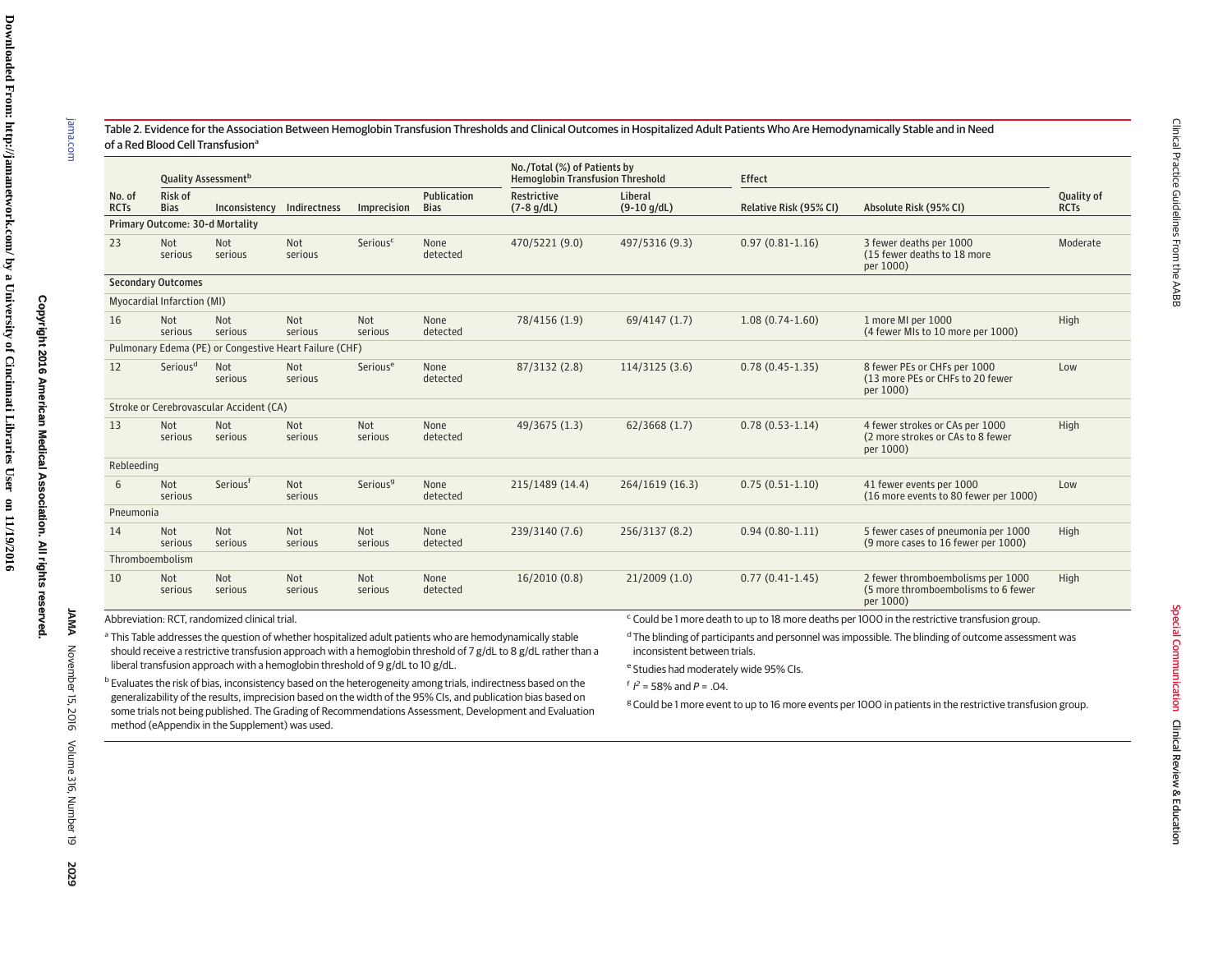Table 2. Evidence for the Association Between Hemoglobin Transfusion Thresholds and Clinical Outcomes in Hospitalized Adult Patients Who Are Hemodynamically Stable and in Need of a Red Blood Cell Transfusion[a]

| Quality Assessment[b] | | | | | | No./Total (%) of Patients by Hemoglobin Transfusion Threshold | | Effect | | |
|---|---|---|---|---|---|---|---|---|---|---|
| No. of RCTs | Risk of Bias | Inconsistency | Indirectness | Imprecision | Publication Bias | Restrictive (7-8 g/dL) | Liberal (9-10 g/dL) | Relative Risk (95% CI) | Absolute Risk (95% CI) | Quality of RCTs |
| **Primary Outcome: 30-d Mortality** | | | | | | | | | | |
| 23 | Not serious | Not serious | Not serious | Serious[c] | None detected | 470/5221 (9.0) | 497/5316 (9.3) | 0.97 (0.81-1.16) | 3 fewer deaths per 1000 (15 fewer deaths to 18 more per 1000) | Moderate |
| **Secondary Outcomes** | | | | | | | | | | |
| Myocardial Infarction (MI) | | | | | | | | | | |
| 16 | Not serious | Not serious | Not serious | Not serious | None detected | 78/4156 (1.9) | 69/4147 (1.7) | 1.08 (0.74-1.60) | 1 more MI per 1000 (4 fewer MIs to 10 more per 1000) | High |
| Pulmonary Edema (PE) or Congestive Heart Failure (CHF) | | | | | | | | | | |
| 12 | Serious[d] | Not serious | Not serious | Serious[e] | None detected | 87/3132 (2.8) | 114/3125 (3.6) | 0.78 (0.45-1.35) | 8 fewer PEs or CHFs per 1000 (13 more PEs or CHFs to 20 fewer per 1000) | Low |
| Stroke or Cerebrovascular Accident (CA) | | | | | | | | | | |
| 13 | Not serious | Not serious | Not serious | Not serious | None detected | 49/3675 (1.3) | 62/3668 (1.7) | 0.78 (0.53-1.14) | 4 fewer strokes or CAs per 1000 (2 more strokes or CAs to 8 fewer per 1000) | High |
| Rebleeding | | | | | | | | | | |
| 6 | Not serious | Serious[f] | Not serious | Serious[g] | None detected | 215/1489 (14.4) | 264/1619 (16.3) | 0.75 (0.51-1.10) | 41 fewer events per 1000 (16 more events to 80 fewer per 1000) | Low |
| Pneumonia | | | | | | | | | | |
| 14 | Not serious | Not serious | Not serious | Not serious | None detected | 239/3140 (7.6) | 256/3137 (8.2) | 0.94 (0.80-1.11) | 5 fewer cases of pneumonia per 1000 (9 more cases to 16 fewer per 1000) | High |
| Thromboembolism | | | | | | | | | | |
| 10 | Not serious | Not serious | Not serious | Not serious | None detected | 16/2010 (0.8) | 21/2009 (1.0) | 0.77 (0.41-1.45) | 2 fewer thromboembolisms per 1000 (5 more thromboembolisms to 6 fewer per 1000) | High |

Abbreviation: RCT, randomized clinical trial.

[a] This Table addresses the question of whether hospitalized adult patients who are hemodynamically stable should receive a restrictive transfusion approach with a hemoglobin threshold of 7 g/dL to 8 g/dL rather than a liberal transfusion approach with a hemoglobin threshold of 9 g/dL to 10 g/dL.

[b] Evaluates the risk of bias, inconsistency based on the heterogeneity among trials, indirectness based on the generalizability of the results, imprecision based on the width of the 95% CIs, and publication bias based on some trials not being published. The Grading of Recommendations Assessment, Development and Evaluation method (eAppendix in the Supplement) was used.

[c] Could be 1 more death to up to 18 more deaths per 1000 in the restrictive transfusion group.

[d] The blinding of participants and personnel was impossible. The blinding of outcome assessment was inconsistent between trials.

[e] Studies had moderately wide 95% CIs.

[f] $I^2$ = 58% and $P$ = .04.

[g] Could be 1 more event to up to 16 more events per 1000 in patients in the restrictive transfusion group.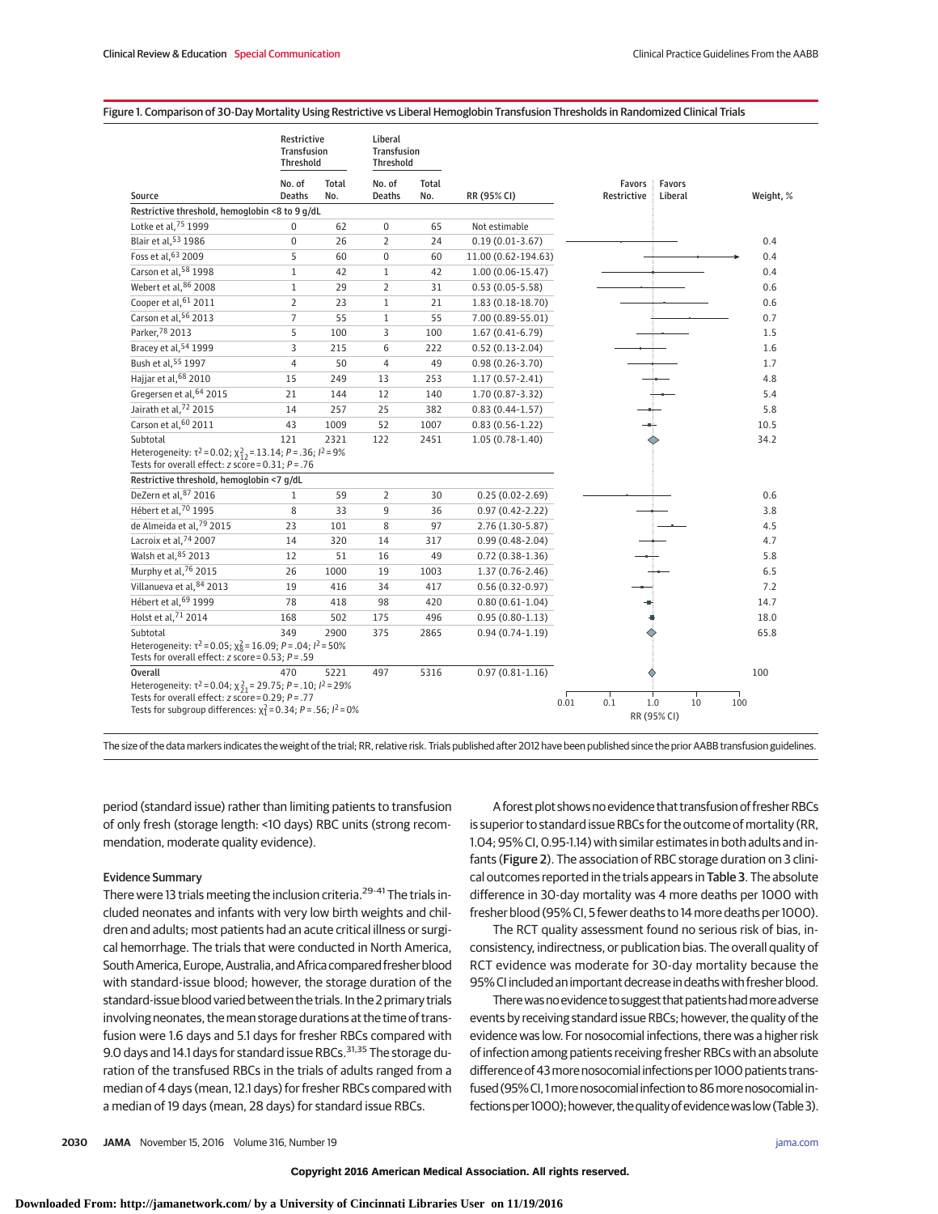Figure 1. Comparison of 30-Day Mortality Using Restrictive vs Liberal Hemoglobin Transfusion Thresholds in Randomized Clinical Trials

| Source | Restrictive Transfusion Threshold | | Liberal Transfusion Threshold | | RR (95% CI) | Weight, % |
|---|---|---|---|---|---|---|
| | No. of Deaths | Total No. | No. of Deaths | Total No. | | |
| **Restrictive threshold, hemoglobin <8 to 9 g/dL** | | | | | | |
| Lotke et al,[75] 1999 | 0 | 62 | 0 | 65 | Not estimable | |
| Blair et al,[53] 1986 | 0 | 26 | 2 | 24 | 0.19 (0.01-3.67) | 0.4 |
| Foss et al,[63] 2009 | 5 | 60 | 0 | 60 | 11.00 (0.62-194.63) | 0.4 |
| Carson et al,[58] 1998 | 1 | 42 | 1 | 42 | 1.00 (0.06-15.47) | 0.4 |
| Webert et al,[86] 2008 | 1 | 29 | 2 | 31 | 0.53 (0.05-5.58) | 0.6 |
| Cooper et al,[61] 2011 | 2 | 23 | 1 | 21 | 1.83 (0.18-18.70) | 0.6 |
| Carson et al,[56] 2013 | 7 | 55 | 1 | 55 | 7.00 (0.89-55.01) | 0.7 |
| Parker,[78] 2013 | 5 | 100 | 3 | 100 | 1.67 (0.41-6.79) | 1.5 |
| Bracey et al,[54] 1999 | 3 | 215 | 6 | 222 | 0.52 (0.13-2.04) | 1.6 |
| Bush et al,[55] 1997 | 4 | 50 | 4 | 49 | 0.98 (0.26-3.70) | 1.7 |
| Hajjar et al,[68] 2010 | 15 | 249 | 13 | 253 | 1.17 (0.57-2.41) | 4.8 |
| Gregersen et al,[64] 2015 | 21 | 144 | 12 | 140 | 1.70 (0.87-3.32) | 5.4 |
| Jairath et al,[72] 2015 | 14 | 257 | 25 | 382 | 0.83 (0.44-1.57) | 5.8 |
| Carson et al,[60] 2011 | 43 | 1009 | 52 | 1007 | 0.83 (0.56-1.22) | 10.5 |
| Subtotal | 121 | 2321 | 122 | 2451 | 1.05 (0.78-1.40) | 34.2 |
| Heterogeneity: $\tau^2 = 0.02$; $\chi^2_{12} = 13.14$; $P = .36$; $I^2 = 9\%$. Tests for overall effect: $z$ score = 0.31; $P = .76$ | | | | | | |
| **Restrictive threshold, hemoglobin <7 g/dL** | | | | | | |
| DeZern et al,[87] 2016 | 1 | 59 | 2 | 30 | 0.25 (0.02-2.69) | 0.6 |
| Hébert et al,[70] 1995 | 8 | 33 | 9 | 36 | 0.97 (0.42-2.22) | 3.8 |
| de Almeida et al,[79] 2015 | 23 | 101 | 8 | 97 | 2.76 (1.30-5.87) | 4.5 |
| Lacroix et al,[74] 2007 | 14 | 320 | 14 | 317 | 0.99 (0.48-2.04) | 4.7 |
| Walsh et al,[85] 2013 | 12 | 51 | 16 | 49 | 0.72 (0.38-1.36) | 5.8 |
| Murphy et al,[76] 2015 | 26 | 1000 | 19 | 1003 | 1.37 (0.76-2.46) | 6.5 |
| Villanueva et al,[84] 2013 | 19 | 416 | 34 | 417 | 0.56 (0.32-0.97) | 7.2 |
| Hébert et al,[69] 1999 | 78 | 418 | 98 | 420 | 0.80 (0.61-1.04) | 14.7 |
| Holst et al,[71] 2014 | 168 | 502 | 175 | 496 | 0.95 (0.80-1.13) | 18.0 |
| Subtotal | 349 | 2900 | 375 | 2865 | 0.94 (0.74-1.19) | 65.8 |
| Heterogeneity: $\tau^2 = 0.05$; $\chi^2_8 = 16.09$; $P = .04$; $I^2 = 50\%$. Tests for overall effect: $z$ score = 0.53; $P = .59$ | | | | | | |
| Overall | 470 | 5221 | 497 | 5316 | 0.97 (0.81-1.16) | 100 |
| Heterogeneity: $\tau^2 = 0.04$; $\chi^2_{21} = 29.75$; $P = .10$; $I^2 = 29\%$. Tests for overall effect: $z$ score = 0.29; $P = .77$. Tests for subgroup differences: $\chi^2_1 = 0.34$; $P = .56$; $I^2 = 0\%$ | | | | | | |

The size of the data markers indicates the weight of the trial; RR, relative risk. Trials published after 2012 have been published since the prior AABB transfusion guidelines.

period (standard issue) rather than limiting patients to transfusion of only fresh (storage length: <10 days) RBC units (strong recommendation, moderate quality evidence).

### Evidence Summary

There were 13 trials meeting the inclusion criteria.[29-41] The trials included neonates and infants with very low birth weights and children and adults; most patients had an acute critical illness or surgical hemorrhage. The trials that were conducted in North America, South America, Europe, Australia, and Africa compared fresher blood with standard-issue blood; however, the storage duration of the standard-issue blood varied between the trials. In the 2 primary trials involving neonates, the mean storage durations at the time of transfusion were 1.6 days and 5.1 days for fresher RBCs compared with 9.0 days and 14.1 days for standard issue RBCs.[31,35] The storage duration of the transfused RBCs in the trials of adults ranged from a median of 4 days (mean, 12.1 days) for fresher RBCs compared with a median of 19 days (mean, 28 days) for standard issue RBCs.

A forest plot shows no evidence that transfusion of fresher RBCs is superior to standard issue RBCs for the outcome of mortality (RR, 1.04; 95% CI, 0.95-1.14) with similar estimates in both adults and infants (Figure 2). The association of RBC storage duration on 3 clinical outcomes reported in the trials appears in Table 3. The absolute difference in 30-day mortality was 4 more deaths per 1000 with fresher blood (95% CI, 5 fewer deaths to 14 more deaths per 1000).

The RCT quality assessment found no serious risk of bias, inconsistency, indirectness, or publication bias. The overall quality of RCT evidence was moderate for 30-day mortality because the 95% CI included an important decrease in deaths with fresher blood.

There was no evidence to suggest that patients had more adverse events by receiving standard issue RBCs; however, the quality of the evidence was low. For nosocomial infections, there was a higher risk of infection among patients receiving fresher RBCs with an absolute difference of 43 more nosocomial infections per 1000 patients transfused (95% CI, 1 more nosocomial infection to 86 more nosocomial infections per 1000); however, the quality of evidence was low (Table 3).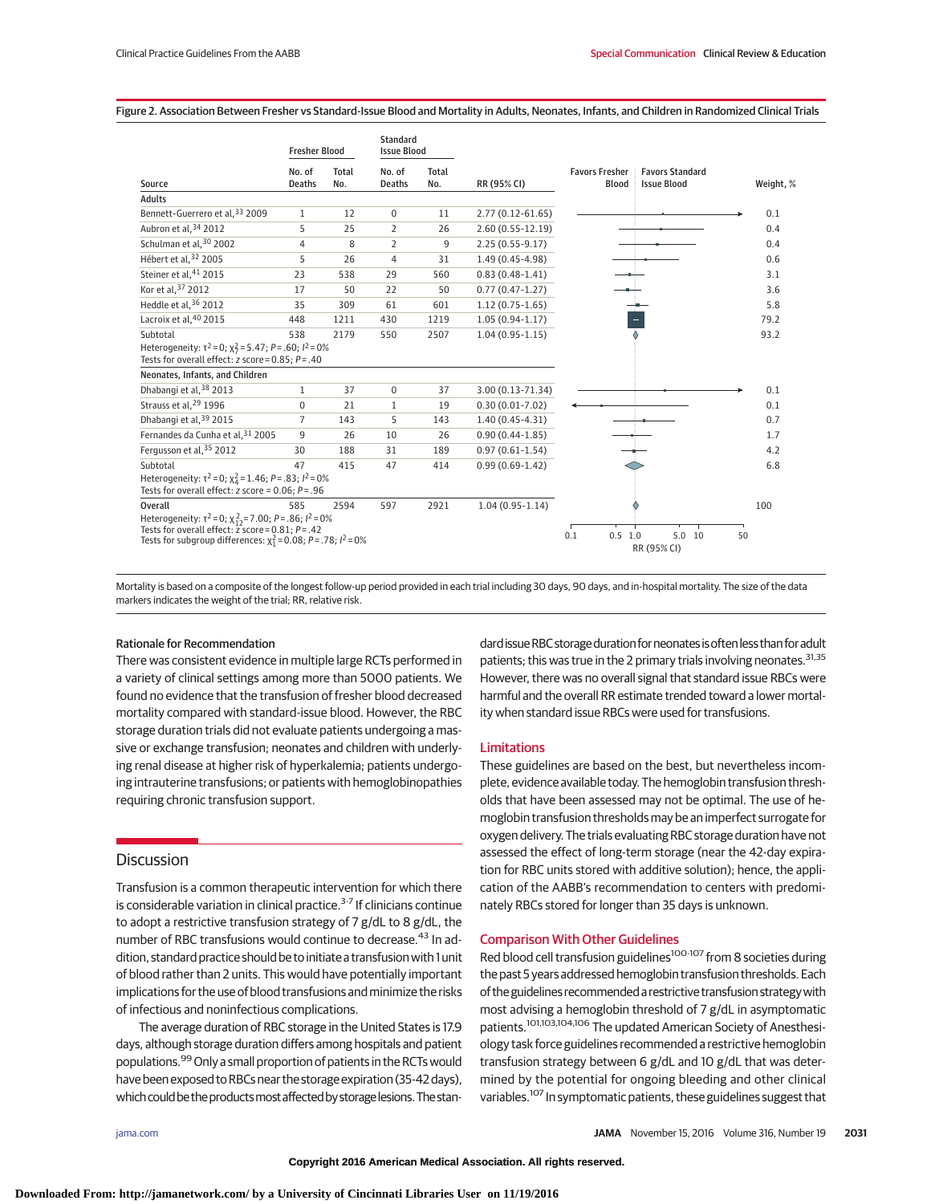Figure 2. Association Between Fresher vs Standard-Issue Blood and Mortality in Adults, Neonates, Infants, and Children in Randomized Clinical Trials

| Source | Fresher Blood No. of Deaths | Fresher Blood Total No. | Standard Issue Blood No. of Deaths | Standard Issue Blood Total No. | RR (95% CI) | Weight, % |
|---|---|---|---|---|---|---|
| **Adults** | | | | | | |
| Bennett-Guerrero et al,[33] 2009 | 1 | 12 | 0 | 11 | 2.77 (0.12-61.65) | 0.1 |
| Aubron et al,[34] 2012 | 5 | 25 | 2 | 26 | 2.60 (0.55-12.19) | 0.4 |
| Schulman et al,[30] 2002 | 4 | 8 | 2 | 9 | 2.25 (0.55-9.17) | 0.4 |
| Hébert et al,[32] 2005 | 5 | 26 | 4 | 31 | 1.49 (0.45-4.98) | 0.6 |
| Steiner et al,[41] 2015 | 23 | 538 | 29 | 560 | 0.83 (0.48-1.41) | 3.1 |
| Kor et al,[37] 2012 | 17 | 50 | 22 | 50 | 0.77 (0.47-1.27) | 3.6 |
| Heddle et al,[36] 2012 | 35 | 309 | 61 | 601 | 1.12 (0.75-1.65) | 5.8 |
| Lacroix et al,[40] 2015 | 448 | 1211 | 430 | 1219 | 1.05 (0.94-1.17) | 79.2 |
| Subtotal | 538 | 2179 | 550 | 2507 | 1.04 (0.95-1.15) | 93.2 |
| Heterogeneity: $\tau^2 = 0$; $\chi^2_7 = 5.47$; $P = .60$; $I^2 = 0\%$ | | | | | | |
| Tests for overall effect: z score = 0.85; $P = .40$ | | | | | | |
| **Neonates, Infants, and Children** | | | | | | |
| Dhabangi et al,[38] 2013 | 1 | 37 | 0 | 37 | 3.00 (0.13-71.34) | 0.1 |
| Strauss et al,[29] 1996 | 0 | 21 | 1 | 19 | 0.30 (0.01-7.02) | 0.1 |
| Dhabangi et al,[39] 2015 | 7 | 143 | 5 | 143 | 1.40 (0.45-4.31) | 0.7 |
| Fernandes da Cunha et al,[31] 2005 | 9 | 26 | 10 | 26 | 0.90 (0.44-1.85) | 1.7 |
| Fergusson et al,[35] 2012 | 30 | 188 | 31 | 189 | 0.97 (0.61-1.54) | 4.2 |
| Subtotal | 47 | 415 | 47 | 414 | 0.99 (0.69-1.42) | 6.8 |
| Heterogeneity: $\tau^2 = 0$; $\chi^2_4 = 1.46$; $P = .83$; $I^2 = 0\%$ | | | | | | |
| Tests for overall effect: z score = 0.06; $P = .96$ | | | | | | |
| **Overall** | 585 | 2594 | 597 | 2921 | 1.04 (0.95-1.14) | 100 |
| Heterogeneity: $\tau^2 = 0$; $\chi^2_{12} = 7.00$; $P = .86$; $I^2 = 0\%$ | | | | | | |
| Tests for overall effect: z score = 0.81; $P = .42$ | | | | | | |
| Tests for subgroup differences: $\chi^2_1 = 0.08$; $P = .78$; $I^2 = 0\%$ | | | | | | |

Favors Fresher Blood | Favors Standard Issue Blood; RR (95% CI) axis: 0.1, 0.5, 1.0, 5.0, 10, 50

Mortality is based on a composite of the longest follow-up period provided in each trial including 30 days, 90 days, and in-hospital mortality. The size of the data markers indicates the weight of the trial; RR, relative risk.

### Rationale for Recommendation

There was consistent evidence in multiple large RCTs performed in a variety of clinical settings among more than 5000 patients. We found no evidence that the transfusion of fresher blood decreased mortality compared with standard-issue blood. However, the RBC storage duration trials did not evaluate patients undergoing a massive or exchange transfusion; neonates and children with underlying renal disease at higher risk of hyperkalemia; patients undergoing intrauterine transfusions; or patients with hemoglobinopathies requiring chronic transfusion support.

## Discussion

Transfusion is a common therapeutic intervention for which there is considerable variation in clinical practice.[3-7] If clinicians continue to adopt a restrictive transfusion strategy of 7 g/dL to 8 g/dL, the number of RBC transfusions would continue to decrease.[43] In addition, standard practice should be to initiate a transfusion with 1 unit of blood rather than 2 units. This would have potentially important implications for the use of blood transfusions and minimize the risks of infectious and noninfectious complications.

The average duration of RBC storage in the United States is 17.9 days, although storage duration differs among hospitals and patient populations.[99] Only a small proportion of patients in the RCTs would have been exposed to RBCs near the storage expiration (35-42 days), which could be the products most affected by storage lesions. The standard issue RBC storage duration for neonates is often less than for adult patients; this was true in the 2 primary trials involving neonates.[31,35] However, there was no overall signal that standard issue RBCs were harmful and the overall RR estimate trended toward a lower mortality when standard issue RBCs were used for transfusions.

### Limitations

These guidelines are based on the best, but nevertheless incomplete, evidence available today. The hemoglobin transfusion thresholds that have been assessed may not be optimal. The use of hemoglobin transfusion thresholds may be an imperfect surrogate for oxygen delivery. The trials evaluating RBC storage duration have not assessed the effect of long-term storage (near the 42-day expiration for RBC units stored with additive solution); hence, the application of the AABB's recommendation to centers with predominately RBCs stored for longer than 35 days is unknown.

### Comparison With Other Guidelines

Red blood cell transfusion guidelines[100-107] from 8 societies during the past 5 years addressed hemoglobin transfusion thresholds. Each of the guidelines recommended a restrictive transfusion strategy with most advising a hemoglobin threshold of 7 g/dL in asymptomatic patients.[101,103,104,106] The updated American Society of Anesthesiology task force guidelines recommended a restrictive hemoglobin transfusion strategy between 6 g/dL and 10 g/dL that was determined by the potential for ongoing bleeding and other clinical variables.[107] In symptomatic patients, these guidelines suggest that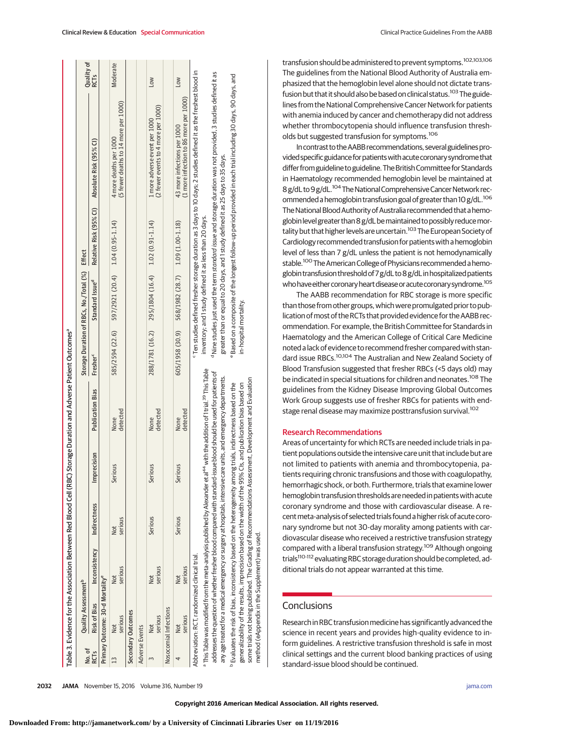Table 3. Evidence for the Association Between Red Blood Cell (RBC) Storage Duration and Adverse Patient Outcomes[a]

| No. of RCTs | Quality Assessment[b] | | | | | Storage Duration of RBCs, No./Total (%) | | Effect | | Quality of RCTs |
|---|---|---|---|---|---|---|---|---|---|---|
| | Risk of Bias | Inconsistency | Indirectness | Imprecision | Publication Bias | Fresher[c] | Standard Issue[d] | Relative Risk (95% CI) | Absolute Risk (95% CI) | |
| **Primary Outcome: 30-d Mortality[e]** | | | | | | | | | | |
| 13 | Not serious | Not serious | Not serious | Serious | None detected | 585/2594 (22.6) | 597/2921 (20.4) | 1.04 (0.95-1.14) | 4 more deaths per 1000 (5 fewer deaths to 14 more per 1000) | Moderate |
| **Secondary Outcomes** | | | | | | | | | | |
| Adverse Events | | | | | | | | | | |
| 3 | Not serious | Not serious | Serious | Serious | None detected | 288/1781 (16.2) | 295/1804 (16.4) | 1.02 (0.91-1.14) | 1 more adverse event per 1000 (2 fewer events to 4 more per 1000) | Low |
| Nosocomial Infections | | | | | | | | | | |
| 4 | Not serious | Not serious | Serious | Serious | None detected | 605/1958 (30.9) | 568/1982 (28.7) | 1.09 (1.00-1.18) | 43 more infections per 1000 (1 more infection to 86 more per 1000) | Low |

Abbreviation: RCT, randomized clinical trial.

[a] This Table was modified from the meta-analysis published by Alexander et al[44] with the addition of 1 trial.[39] This Table addresses the question of whether fresher blood compared with standard-issue blood should be used for patients of any age treated for a medical emergency or surgery at hospitals, intensive care units, and emergency departments.

[b] Evaluates the risk of bias, inconsistency based on the heterogeneity among trials, indirectness based on the generalizability of the results, imprecision based on the width of the 95% CIs, and publication bias based on some trials not being published. The Grading of Recommendations Assessment, Development and Evaluation method (eAppendix in the Supplement) was used.

[c] Ten studies defined fresher storage duration as 3 days to 10 days; 2 studies defined it as the freshest blood in inventory; and 1 study defined it as less than 20 days.

[d] Nine studies just used the term *standard issue* and storage duration was not provided, 3 studies defined it as greater than or equal to 20 days, and 1 study defined it as 25 days to 35 days.

[e] Based on a composite of the longest follow-up period provided in each trial including 30 days, 90 days, and in-hospital mortality.

transfusion should be administered to prevent symptoms.[102,103,106] The guidelines from the National Blood Authority of Australia emphasized that the hemoglobin level alone should not dictate transfusion but that it should also be based on clinical status.[103] The guidelines from the National Comprehensive Cancer Network for patients with anemia induced by cancer and chemotherapy did not address whether thrombocytopenia should influence transfusion thresholds but suggested transfusion for symptoms.[106]

In contrast to the AABB recommendations, several guidelines provided specific guidance for patients with acute coronary syndrome that differ from guideline to guideline. The British Committee for Standards in Haematology recommended hemoglobin level be maintained at 8 g/dL to 9 g/dL.[104] The National Comprehensive Cancer Network recommended a hemoglobin transfusion goal of greater than 10 g/dL.[106] The National Blood Authority of Australia recommended that a hemoglobin level greater than 8 g/dL be maintained to possibly reduce mortality but that higher levels are uncertain.[103] The European Society of Cardiology recommended transfusion for patients with a hemoglobin level of less than 7 g/dL unless the patient is not hemodynamically stable.[100] The American College of Physicians recommended a hemoglobin transfusion threshold of 7 g/dL to 8 g/dL in hospitalized patients who have either coronary heart disease or acute coronary syndrome.[105]

The AABB recommendation for RBC storage is more specific than those from other groups, which were promulgated prior to publication of most of the RCTs that provided evidence for the AABB recommendation. For example, the British Committee for Standards in Haematology and the American College of Critical Care Medicine noted a lack of evidence to recommend fresher compared with standard issue RBCs.[10,104] The Australian and New Zealand Society of Blood Transfusion suggested that fresher RBCs (<5 days old) may be indicated in special situations for children and neonates.[108] The guidelines from the Kidney Disease Improving Global Outcomes Work Group suggests use of fresher RBCs for patients with end-stage renal disease may maximize posttransfusion survival.[102]

## Research Recommendations

Areas of uncertainty for which RCTs are needed include trials in patient populations outside the intensive care unit that include but are not limited to patients with anemia and thrombocytopenia, patients requiring chronic transfusions and those with coagulopathy, hemorrhagic shock, or both. Furthermore, trials that examine lower hemoglobin transfusion thresholds are needed in patients with acute coronary syndrome and those with cardiovascular disease. A recent meta-analysis of selected trials found a higher risk of acute coronary syndrome but not 30-day morality among patients with cardiovascular disease who received a restrictive transfusion strategy compared with a liberal transfusion strategy.[109] Although ongoing trials[110-112] evaluating RBC storage duration should be completed, additional trials do not appear warranted at this time.

## Conclusions

Research in RBC transfusion medicine has significantly advanced the science in recent years and provides high-quality evidence to inform guidelines. A restrictive transfusion threshold is safe in most clinical settings and the current blood banking practices of using standard-issue blood should be continued.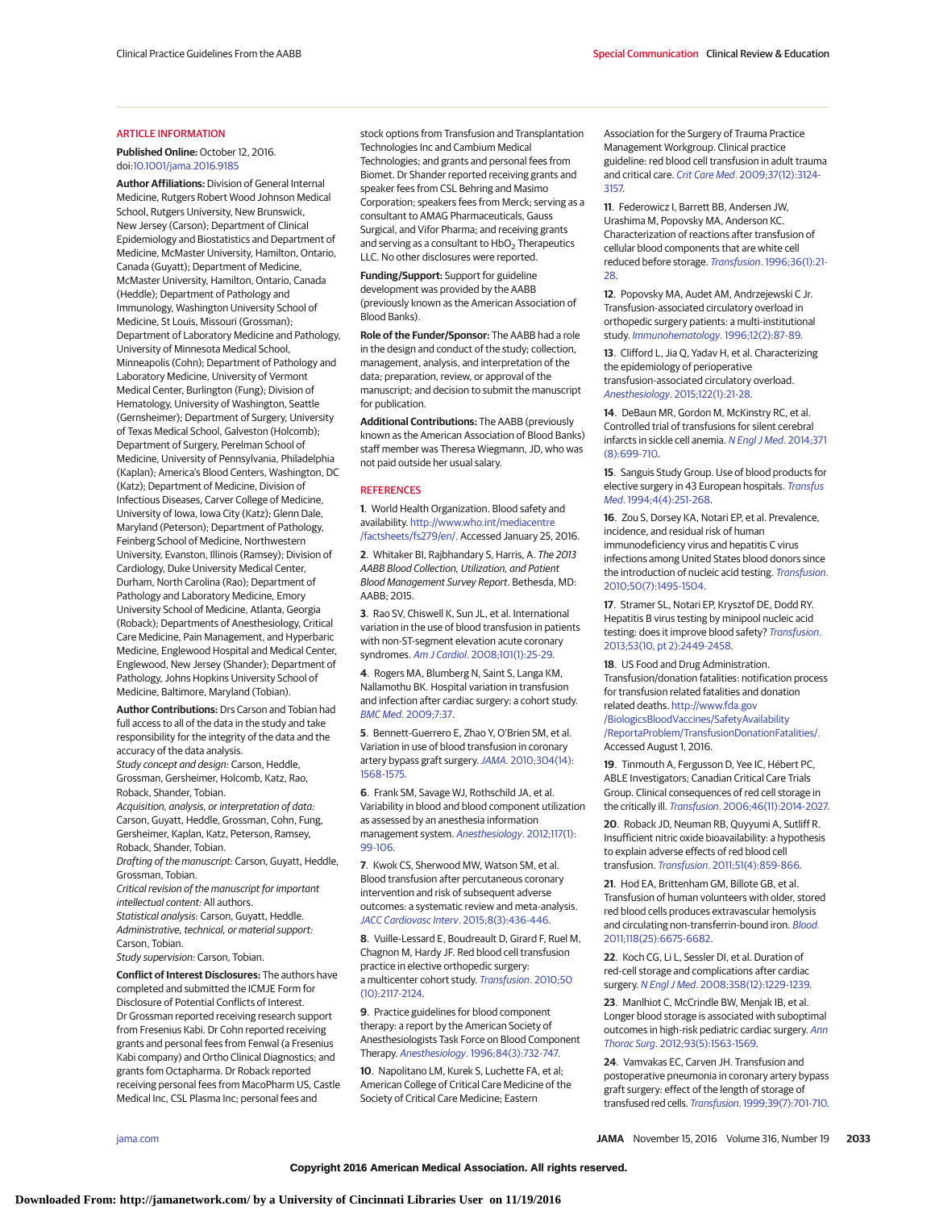## ARTICLE INFORMATION

**Published Online:** October 12, 2016. doi:10.1001/jama.2016.9185

**Author Affiliations:** Division of General Internal Medicine, Rutgers Robert Wood Johnson Medical School, Rutgers University, New Brunswick, New Jersey (Carson); Department of Clinical Epidemiology and Biostatistics and Department of Medicine, McMaster University, Hamilton, Ontario, Canada (Guyatt); Department of Medicine, McMaster University, Hamilton, Ontario, Canada (Heddle); Department of Pathology and Immunology, Washington University School of Medicine, St Louis, Missouri (Grossman); Department of Laboratory Medicine and Pathology, University of Minnesota Medical School, Minneapolis (Cohn); Department of Pathology and Laboratory Medicine, University of Vermont Medical Center, Burlington (Fung); Division of Hematology, University of Washington, Seattle (Gernsheimer); Department of Surgery, University of Texas Medical School, Galveston (Holcomb); Department of Surgery, Perelman School of Medicine, University of Pennsylvania, Philadelphia (Kaplan); America's Blood Centers, Washington, DC (Katz); Department of Medicine, Division of Infectious Diseases, Carver College of Medicine, University of Iowa, Iowa City (Katz); Glenn Dale, Maryland (Peterson); Department of Pathology, Feinberg School of Medicine, Northwestern University, Evanston, Illinois (Ramsey); Division of Cardiology, Duke University Medical Center, Durham, North Carolina (Rao); Department of Pathology and Laboratory Medicine, Emory University School of Medicine, Atlanta, Georgia (Roback); Departments of Anesthesiology, Critical Care Medicine, Pain Management, and Hyperbaric Medicine, Englewood Hospital and Medical Center, Englewood, New Jersey (Shander); Department of Pathology, Johns Hopkins University School of Medicine, Baltimore, Maryland (Tobian).

**Author Contributions:** Drs Carson and Tobian had full access to all of the data in the study and take responsibility for the integrity of the data and the accuracy of the data analysis.
*Study concept and design:* Carson, Heddle, Grossman, Gersheimer, Holcomb, Katz, Rao, Roback, Shander, Tobian.
*Acquisition, analysis, or interpretation of data:* Carson, Guyatt, Heddle, Grossman, Cohn, Fung, Gersheimer, Kaplan, Katz, Peterson, Ramsey, Roback, Shander, Tobian.
*Drafting of the manuscript:* Carson, Guyatt, Heddle, Grossman, Tobian.
*Critical revision of the manuscript for important intellectual content:* All authors.
*Statistical analysis:* Carson, Guyatt, Heddle.
*Administrative, technical, or material support:* Carson, Tobian.
*Study supervision:* Carson, Tobian.

**Conflict of Interest Disclosures:** The authors have completed and submitted the ICMJE Form for Disclosure of Potential Conflicts of Interest. Dr Grossman reported receiving research support from Fresenius Kabi. Dr Cohn reported receiving grants and personal fees from Fenwal (a Fresenius Kabi company) and Ortho Clinical Diagnostics; and grants fom Octapharma. Dr Roback reported receiving personal fees from MacoPharm US, Castle Medical Inc, CSL Plasma Inc; personal fees and stock options from Transfusion and Transplantation Technologies Inc and Cambium Medical Technologies; and grants and personal fees from Biomet. Dr Shander reported receiving grants and speaker fees from CSL Behring and Masimo Corporation; speakers fees from Merck; serving as a consultant to AMAG Pharmaceuticals, Gauss Surgical, and Vifor Pharma; and receiving grants and serving as a consultant to $HbO_2$ Therapeutics LLC. No other disclosures were reported.

**Funding/Support:** Support for guideline development was provided by the AABB (previously known as the American Association of Blood Banks).

**Role of the Funder/Sponsor:** The AABB had a role in the design and conduct of the study; collection, management, analysis, and interpretation of the data; preparation, review, or approval of the manuscript; and decision to submit the manuscript for publication.

**Additional Contributions:** The AABB (previously known as the American Association of Blood Banks) staff member was Theresa Wiegmann, JD, who was not paid outside her usual salary.

## REFERENCES

1. World Health Organization. Blood safety and availability. http://www.who.int/mediacentre/factsheets/fs279/en/. Accessed January 25, 2016.
2. Whitaker BI, Rajbhandary S, Harris, A. *The 2013 AABB Blood Collection, Utilization, and Patient Blood Management Survey Report*. Bethesda, MD: AABB; 2015.
3. Rao SV, Chiswell K, Sun JL, et al. International variation in the use of blood transfusion in patients with non-ST-segment elevation acute coronary syndromes. *Am J Cardiol*. 2008;101(1):25-29.
4. Rogers MA, Blumberg N, Saint S, Langa KM, Nallamothu BK. Hospital variation in transfusion and infection after cardiac surgery: a cohort study. *BMC Med*. 2009;7:37.
5. Bennett-Guerrero E, Zhao Y, O'Brien SM, et al. Variation in use of blood transfusion in coronary artery bypass graft surgery. *JAMA*. 2010;304(14):1568-1575.
6. Frank SM, Savage WJ, Rothschild JA, et al. Variability in blood and blood component utilization as assessed by an anesthesia information management system. *Anesthesiology*. 2012;117(1):99-106.
7. Kwok CS, Sherwood MW, Watson SM, et al. Blood transfusion after percutaneous coronary intervention and risk of subsequent adverse outcomes: a systematic review and meta-analysis. *JACC Cardiovasc Interv*. 2015;8(3):436-446.
8. Vuille-Lessard E, Boudreault D, Girard F, Ruel M, Chagnon M, Hardy JF. Red blood cell transfusion practice in elective orthopedic surgery: a multicenter cohort study. *Transfusion*. 2010;50(10):2117-2124.
9. Practice guidelines for blood component therapy: a report by the American Society of Anesthesiologists Task Force on Blood Component Therapy. *Anesthesiology*. 1996;84(3):732-747.
10. Napolitano LM, Kurek S, Luchette FA, et al; American College of Critical Care Medicine of the Society of Critical Care Medicine; Eastern Association for the Surgery of Trauma Practice Management Workgroup. Clinical practice guideline: red blood cell transfusion in adult trauma and critical care. *Crit Care Med*. 2009;37(12):3124-3157.
11. Federowicz I, Barrett BB, Andersen JW, Urashima M, Popovsky MA, Anderson KC. Characterization of reactions after transfusion of cellular blood components that are white cell reduced before storage. *Transfusion*. 1996;36(1):21-28.
12. Popovsky MA, Audet AM, Andrzejewski C Jr. Transfusion-associated circulatory overload in orthopedic surgery patients: a multi-institutional study. *Immunohematology*. 1996;12(2):87-89.
13. Clifford L, Jia Q, Yadav H, et al. Characterizing the epidemiology of perioperative transfusion-associated circulatory overload. *Anesthesiology*. 2015;122(1):21-28.
14. DeBaun MR, Gordon M, McKinstry RC, et al. Controlled trial of transfusions for silent cerebral infarcts in sickle cell anemia. *N Engl J Med*. 2014;371(8):699-710.
15. Sanguis Study Group. Use of blood products for elective surgery in 43 European hospitals. *Transfus Med*. 1994;4(4):251-268.
16. Zou S, Dorsey KA, Notari EP, et al. Prevalence, incidence, and residual risk of human immunodeficiency virus and hepatitis C virus infections among United States blood donors since the introduction of nucleic acid testing. *Transfusion*. 2010;50(7):1495-1504.
17. Stramer SL, Notari EP, Krysztof DE, Dodd RY. Hepatitis B virus testing by minipool nucleic acid testing: does it improve blood safety? *Transfusion*. 2013;53(10, pt 2):2449-2458.
18. US Food and Drug Administration. Transfusion/donation fatalities: notification process for transfusion related fatalities and donation related deaths. http://www.fda.gov/BiologicsBloodVaccines/SafetyAvailability/ReportaProblem/TransfusionDonationFatalities/. Accessed August 1, 2016.
19. Tinmouth A, Fergusson D, Yee IC, Hébert PC, ABLE Investigators; Canadian Critical Care Trials Group. Clinical consequences of red cell storage in the critically ill. *Transfusion*. 2006;46(11):2014-2027.
20. Roback JD, Neuman RB, Quyyumi A, Sutliff R. Insufficient nitric oxide bioavailability: a hypothesis to explain adverse effects of red blood cell transfusion. *Transfusion*. 2011;51(4):859-866.
21. Hod EA, Brittenham GM, Billote GB, et al. Transfusion of human volunteers with older, stored red blood cells produces extravascular hemolysis and circulating non-transferrin-bound iron. *Blood*. 2011;118(25):6675-6682.
22. Koch CG, Li L, Sessler DI, et al. Duration of red-cell storage and complications after cardiac surgery. *N Engl J Med*. 2008;358(12):1229-1239.
23. Manlhiot C, McCrindle BW, Menjak IB, et al. Longer blood storage is associated with suboptimal outcomes in high-risk pediatric cardiac surgery. *Ann Thorac Surg*. 2012;93(5):1563-1569.
24. Vamvakas EC, Carven JH. Transfusion and postoperative pneumonia in coronary artery bypass graft surgery: effect of the length of storage of transfused red cells. *Transfusion*. 1999;39(7):701-710.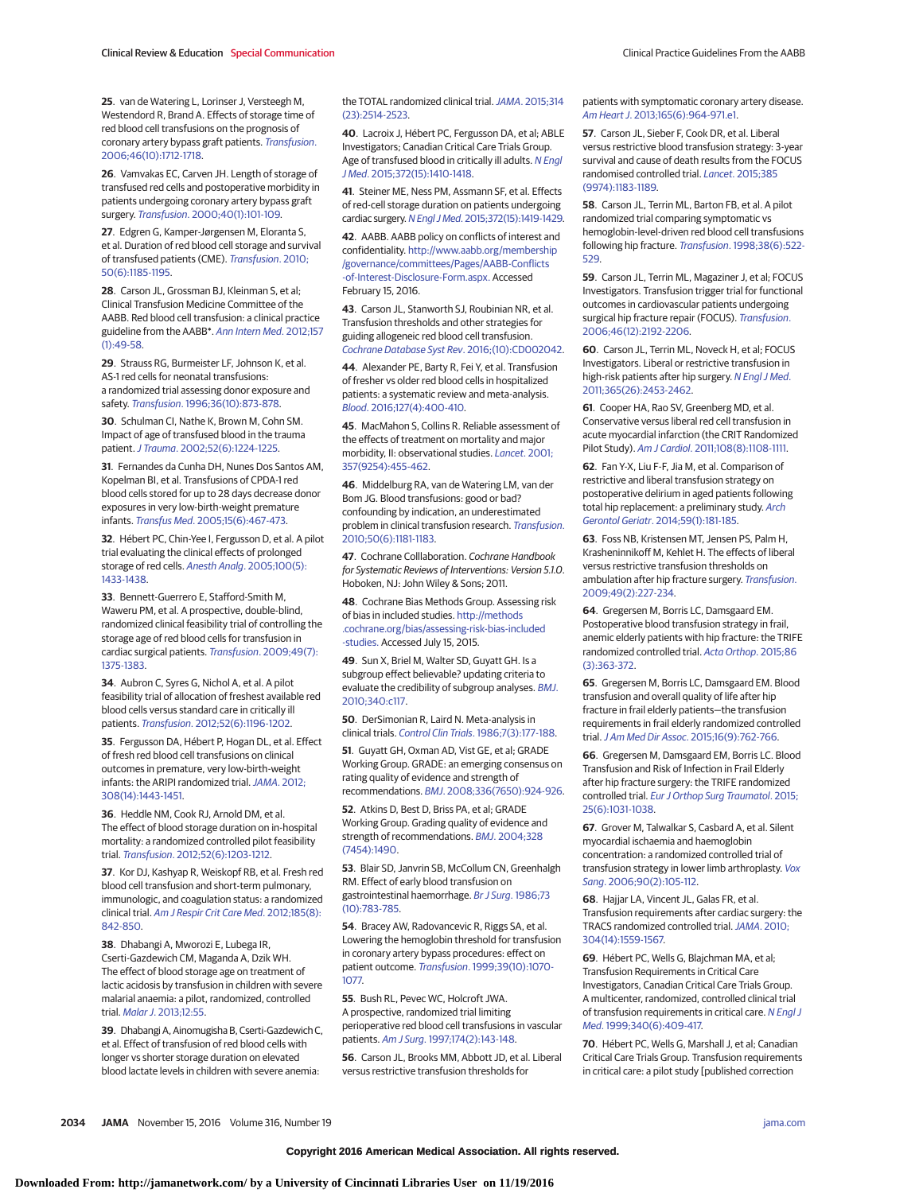25. van de Watering L, Lorinser J, Versteegh M, Westendord R, Brand A. Effects of storage time of red blood cell transfusions on the prognosis of coronary artery bypass graft patients. *Transfusion*. 2006;46(10):1712-1718.

26. Vamvakas EC, Carven JH. Length of storage of transfused red cells and postoperative morbidity in patients undergoing coronary artery bypass graft surgery. *Transfusion*. 2000;40(1):101-109.

27. Edgren G, Kamper-Jørgensen M, Eloranta S, et al. Duration of red blood cell storage and survival of transfused patients (CME). *Transfusion*. 2010;50(6):1185-1195.

28. Carson JL, Grossman BJ, Kleinman S, et al; Clinical Transfusion Medicine Committee of the AABB. Red blood cell transfusion: a clinical practice guideline from the AABB*. *Ann Intern Med*. 2012;157(1):49-58.

29. Strauss RG, Burmeister LF, Johnson K, et al. AS-1 red cells for neonatal transfusions: a randomized trial assessing donor exposure and safety. *Transfusion*. 1996;36(10):873-878.

30. Schulman CI, Nathe K, Brown M, Cohn SM. Impact of age of transfused blood in the trauma patient. *J Trauma*. 2002;52(6):1224-1225.

31. Fernandes da Cunha DH, Nunes Dos Santos AM, Kopelman BI, et al. Transfusions of CPDA-1 red blood cells stored for up to 28 days decrease donor exposures in very low-birth-weight premature infants. *Transfus Med*. 2005;15(6):467-473.

32. Hébert PC, Chin-Yee I, Fergusson D, et al. A pilot trial evaluating the clinical effects of prolonged storage of red cells. *Anesth Analg*. 2005;100(5):1433-1438.

33. Bennett-Guerrero E, Stafford-Smith M, Waweru PM, et al. A prospective, double-blind, randomized clinical feasibility trial of controlling the storage age of red blood cells for transfusion in cardiac surgical patients. *Transfusion*. 2009;49(7):1375-1383.

34. Aubron C, Syres G, Nichol A, et al. A pilot feasibility trial of allocation of freshest available red blood cells versus standard care in critically ill patients. *Transfusion*. 2012;52(6):1196-1202.

35. Fergusson DA, Hébert P, Hogan DL, et al. Effect of fresh red blood cell transfusions on clinical outcomes in premature, very low-birth-weight infants: the ARIPI randomized trial. *JAMA*. 2012;308(14):1443-1451.

36. Heddle NM, Cook RJ, Arnold DM, et al. The effect of blood storage duration on in-hospital mortality: a randomized controlled pilot feasibility trial. *Transfusion*. 2012;52(6):1203-1212.

37. Kor DJ, Kashyap R, Weiskopf RB, et al. Fresh red blood cell transfusion and short-term pulmonary, immunologic, and coagulation status: a randomized clinical trial. *Am J Respir Crit Care Med*. 2012;185(8):842-850.

38. Dhabangi A, Mworozi E, Lubega IR, Cserti-Gazdewich CM, Maganda A, Dzik WH. The effect of blood storage age on treatment of lactic acidosis by transfusion in children with severe malarial anaemia: a pilot, randomized, controlled trial. *Malar J*. 2013;12:55.

39. Dhabangi A, Ainomugisha B, Cserti-Gazdewich C, et al. Effect of transfusion of red blood cells with longer vs shorter storage duration on elevated blood lactate levels in children with severe anemia: the TOTAL randomized clinical trial. *JAMA*. 2015;314(23):2514-2523.

40. Lacroix J, Hébert PC, Fergusson DA, et al; ABLE Investigators; Canadian Critical Care Trials Group. Age of transfused blood in critically ill adults. *N Engl J Med*. 2015;372(15):1410-1418.

41. Steiner ME, Ness PM, Assmann SF, et al. Effects of red-cell storage duration on patients undergoing cardiac surgery. *N Engl J Med*. 2015;372(15):1419-1429.

42. AABB. AABB policy on conflicts of interest and confidentiality. http://www.aabb.org/membership/governance/committees/Pages/AABB-Conflicts-of-Interest-Disclosure-Form.aspx. Accessed February 15, 2016.

43. Carson JL, Stanworth SJ, Roubinian NR, et al. Transfusion thresholds and other strategies for guiding allogeneic red blood cell transfusion. *Cochrane Database Syst Rev*. 2016;(10):CD002042.

44. Alexander PE, Barty R, Fei Y, et al. Transfusion of fresher vs older red blood cells in hospitalized patients: a systematic review and meta-analysis. *Blood*. 2016;127(4):400-410.

45. MacMahon S, Collins R. Reliable assessment of the effects of treatment on mortality and major morbidity, II: observational studies. *Lancet*. 2001;357(9254):455-462.

46. Middelburg RA, van de Watering LM, van der Bom JG. Blood transfusions: good or bad? confounding by indication, an underestimated problem in clinical transfusion research. *Transfusion*. 2010;50(6):1181-1183.

47. Cochrane Colllaboration. *Cochrane Handbook for Systematic Reviews of Interventions: Version 5.1.0*. Hoboken, NJ: John Wiley & Sons; 2011.

48. Cochrane Bias Methods Group. Assessing risk of bias in included studies. http://methods.cochrane.org/bias/assessing-risk-bias-included-studies. Accessed July 15, 2015.

49. Sun X, Briel M, Walter SD, Guyatt GH. Is a subgroup effect believable? updating criteria to evaluate the credibility of subgroup analyses. *BMJ*. 2010;340:c117.

50. DerSimonian R, Laird N. Meta-analysis in clinical trials. *Control Clin Trials*. 1986;7(3):177-188.

51. Guyatt GH, Oxman AD, Vist GE, et al; GRADE Working Group. GRADE: an emerging consensus on rating quality of evidence and strength of recommendations. *BMJ*. 2008;336(7650):924-926.

52. Atkins D, Best D, Briss PA, et al; GRADE Working Group. Grading quality of evidence and strength of recommendations. *BMJ*. 2004;328(7454):1490.

53. Blair SD, Janvrin SB, McCollum CN, Greenhalgh RM. Effect of early blood transfusion on gastrointestinal haemorrhage. *Br J Surg*. 1986;73(10):783-785.

54. Bracey AW, Radovancevic R, Riggs SA, et al. Lowering the hemoglobin threshold for transfusion in coronary artery bypass procedures: effect on patient outcome. *Transfusion*. 1999;39(10):1070-1077.

55. Bush RL, Pevec WC, Holcroft JWA. A prospective, randomized trial limiting perioperative red blood cell transfusions in vascular patients. *Am J Surg*. 1997;174(2):143-148.

56. Carson JL, Brooks MM, Abbott JD, et al. Liberal versus restrictive transfusion thresholds for patients with symptomatic coronary artery disease. *Am Heart J*. 2013;165(6):964-971.e1.

57. Carson JL, Sieber F, Cook DR, et al. Liberal versus restrictive blood transfusion strategy: 3-year survival and cause of death results from the FOCUS randomised controlled trial. *Lancet*. 2015;385(9974):1183-1189.

58. Carson JL, Terrin ML, Barton FB, et al. A pilot randomized trial comparing symptomatic vs hemoglobin-level-driven red blood cell transfusions following hip fracture. *Transfusion*. 1998;38(6):522-529.

59. Carson JL, Terrin ML, Magaziner J, et al; FOCUS Investigators. Transfusion trigger trial for functional outcomes in cardiovascular patients undergoing surgical hip fracture repair (FOCUS). *Transfusion*. 2006;46(12):2192-2206.

60. Carson JL, Terrin ML, Noveck H, et al; FOCUS Investigators. Liberal or restrictive transfusion in high-risk patients after hip surgery. *N Engl J Med*. 2011;365(26):2453-2462.

61. Cooper HA, Rao SV, Greenberg MD, et al. Conservative versus liberal red cell transfusion in acute myocardial infarction (the CRIT Randomized Pilot Study). *Am J Cardiol*. 2011;108(8):1108-1111.

62. Fan Y-X, Liu F-F, Jia M, et al. Comparison of restrictive and liberal transfusion strategy on postoperative delirium in aged patients following total hip replacement: a preliminary study. *Arch Gerontol Geriatr*. 2014;59(1):181-185.

63. Foss NB, Kristensen MT, Jensen PS, Palm H, Krasheninnikoff M, Kehlet H. The effects of liberal versus restrictive transfusion thresholds on ambulation after hip fracture surgery. *Transfusion*. 2009;49(2):227-234.

64. Gregersen M, Borris LC, Damsgaard EM. Postoperative blood transfusion strategy in frail, anemic elderly patients with hip fracture: the TRIFE randomized controlled trial. *Acta Orthop*. 2015;86(3):363-372.

65. Gregersen M, Borris LC, Damsgaard EM. Blood transfusion and overall quality of life after hip fracture in frail elderly patients—the transfusion requirements in frail elderly randomized controlled trial. *J Am Med Dir Assoc*. 2015;16(9):762-766.

66. Gregersen M, Damsgaard EM, Borris LC. Blood Transfusion and Risk of Infection in Frail Elderly after hip fracture surgery: the TRIFE randomized controlled trial. *Eur J Orthop Surg Traumatol*. 2015;25(6):1031-1038.

67. Grover M, Talwalkar S, Casbard A, et al. Silent myocardial ischaemia and haemoglobin concentration: a randomized controlled trial of transfusion strategy in lower limb arthroplasty. *Vox Sang*. 2006;90(2):105-112.

68. Hajjar LA, Vincent JL, Galas FR, et al. Transfusion requirements after cardiac surgery: the TRACS randomized controlled trial. *JAMA*. 2010;304(14):1559-1567.

69. Hébert PC, Wells G, Blajchman MA, et al; Transfusion Requirements in Critical Care Investigators, Canadian Critical Care Trials Group. A multicenter, randomized, controlled clinical trial of transfusion requirements in critical care. *N Engl J Med*. 1999;340(6):409-417.

70. Hébert PC, Wells G, Marshall J, et al; Canadian Critical Care Trials Group. Transfusion requirements in critical care: a pilot study [published correction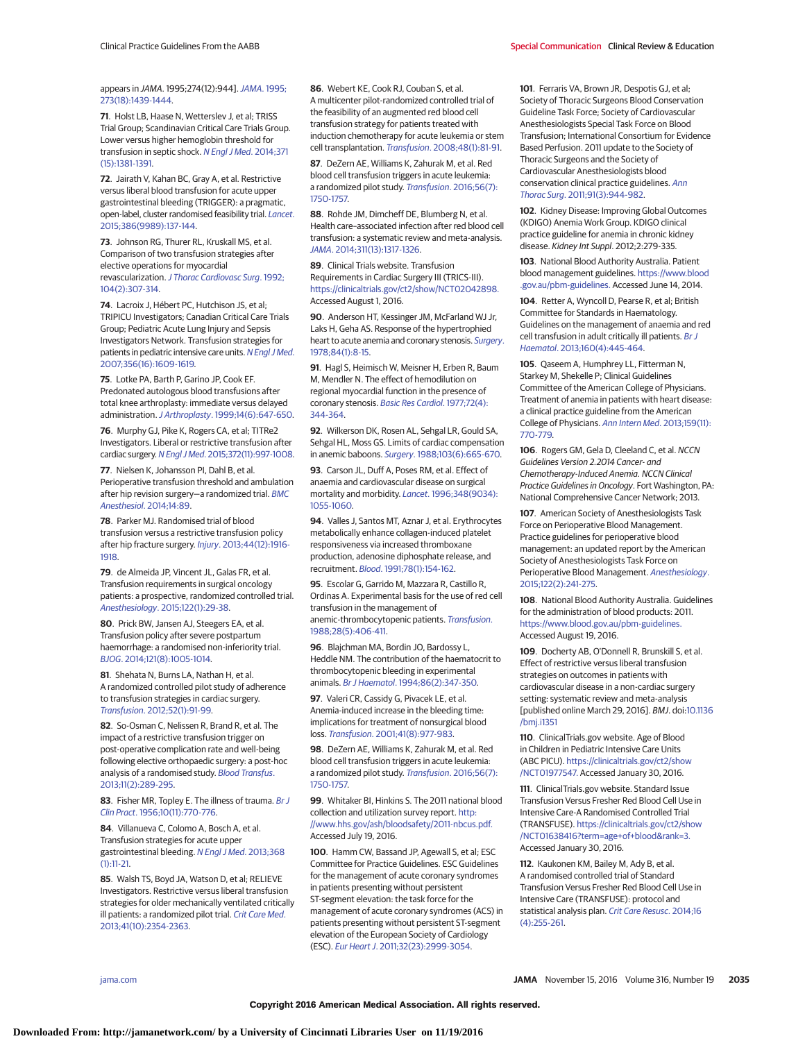appears in *JAMA*. 1995;274(12):944]. *JAMA*. 1995; 273(18):1439-1444.

71. Holst LB, Haase N, Wetterslev J, et al; TRISS Trial Group; Scandinavian Critical Care Trials Group. Lower versus higher hemoglobin threshold for transfusion in septic shock. *N Engl J Med*. 2014;371 (15):1381-1391.

72. Jairath V, Kahan BC, Gray A, et al. Restrictive versus liberal blood transfusion for acute upper gastrointestinal bleeding (TRIGGER): a pragmatic, open-label, cluster randomised feasibility trial. *Lancet*. 2015;386(9989):137-144.

73. Johnson RG, Thurer RL, Kruskall MS, et al. Comparison of two transfusion strategies after elective operations for myocardial revascularization. *J Thorac Cardiovasc Surg*. 1992; 104(2):307-314.

74. Lacroix J, Hébert PC, Hutchison JS, et al; TRIPICU Investigators; Canadian Critical Care Trials Group; Pediatric Acute Lung Injury and Sepsis Investigators Network. Transfusion strategies for patients in pediatric intensive care units. *N Engl J Med*. 2007;356(16):1609-1619.

75. Lotke PA, Barth P, Garino JP, Cook EF. Predonated autologous blood transfusions after total knee arthroplasty: immediate versus delayed administration. *J Arthroplasty*. 1999;14(6):647-650.

76. Murphy GJ, Pike K, Rogers CA, et al; TITRe2 Investigators. Liberal or restrictive transfusion after cardiac surgery. *N Engl J Med*. 2015;372(11):997-1008.

77. Nielsen K, Johansson PI, Dahl B, et al. Perioperative transfusion threshold and ambulation after hip revision surgery—a randomized trial. *BMC Anesthesiol*. 2014;14:89.

78. Parker MJ. Randomised trial of blood transfusion versus a restrictive transfusion policy after hip fracture surgery. *Injury*. 2013;44(12):1916-1918.

79. de Almeida JP, Vincent JL, Galas FR, et al. Transfusion requirements in surgical oncology patients: a prospective, randomized controlled trial. *Anesthesiology*. 2015;122(1):29-38.

80. Prick BW, Jansen AJ, Steegers EA, et al. Transfusion policy after severe postpartum haemorrhage: a randomised non-inferiority trial. *BJOG*. 2014;121(8):1005-1014.

81. Shehata N, Burns LA, Nathan H, et al. A randomized controlled pilot study of adherence to transfusion strategies in cardiac surgery. *Transfusion*. 2012;52(1):91-99.

82. So-Osman C, Nelissen R, Brand R, et al. The impact of a restrictive transfusion trigger on post-operative complication rate and well-being following elective orthopaedic surgery: a post-hoc analysis of a randomised study. *Blood Transfus*. 2013;11(2):289-295.

83. Fisher MR, Topley E. The illness of trauma. *Br J Clin Pract*. 1956;10(11):770-776.

84. Villanueva C, Colomo A, Bosch A, et al. Transfusion strategies for acute upper gastrointestinal bleeding. *N Engl J Med*. 2013;368 (1):11-21.

85. Walsh TS, Boyd JA, Watson D, et al; RELIEVE Investigators. Restrictive versus liberal transfusion strategies for older mechanically ventilated critically ill patients: a randomized pilot trial. *Crit Care Med*. 2013;41(10):2354-2363.

86. Webert KE, Cook RJ, Couban S, et al. A multicenter pilot-randomized controlled trial of the feasibility of an augmented red blood cell transfusion strategy for patients treated with induction chemotherapy for acute leukemia or stem cell transplantation. *Transfusion*. 2008;48(1):81-91.

87. DeZern AE, Williams K, Zahurak M, et al. Red blood cell transfusion triggers in acute leukemia: a randomized pilot study. *Transfusion*. 2016;56(7): 1750-1757.

88. Rohde JM, Dimcheff DE, Blumberg N, et al. Health care–associated infection after red blood cell transfusion: a systematic review and meta-analysis. *JAMA*. 2014;311(13):1317-1326.

89. Clinical Trials website. Transfusion Requirements in Cardiac Surgery III (TRICS-III). https://clinicaltrials.gov/ct2/show/NCT02042898. Accessed August 1, 2016.

90. Anderson HT, Kessinger JM, McFarland WJ Jr, Laks H, Geha AS. Response of the hypertrophied heart to acute anemia and coronary stenosis. *Surgery*. 1978;84(1):8-15.

91. Hagl S, Heimisch W, Meisner H, Erben R, Baum M, Mendler N. The effect of hemodilution on regional myocardial function in the presence of coronary stenosis. *Basic Res Cardiol*. 1977;72(4): 344-364.

92. Wilkerson DK, Rosen AL, Sehgal LR, Gould SA, Sehgal HL, Moss GS. Limits of cardiac compensation in anemic baboons. *Surgery*. 1988;103(6):665-670.

93. Carson JL, Duff A, Poses RM, et al. Effect of anaemia and cardiovascular disease on surgical mortality and morbidity. *Lancet*. 1996;348(9034): 1055-1060.

94. Valles J, Santos MT, Aznar J, et al. Erythrocytes metabolically enhance collagen-induced platelet responsiveness via increased thromboxane production, adenosine diphosphate release, and recruitment. *Blood*. 1991;78(1):154-162.

95. Escolar G, Garrido M, Mazzara R, Castillo R, Ordinas A. Experimental basis for the use of red cell transfusion in the management of anemic-thrombocytopenic patients. *Transfusion*. 1988;28(5):406-411.

96. Blajchman MA, Bordin JO, Bardossy L, Heddle NM. The contribution of the haematocrit to thrombocytopenic bleeding in experimental animals. *Br J Haematol*. 1994;86(2):347-350.

97. Valeri CR, Cassidy G, Pivacek LE, et al. Anemia-induced increase in the bleeding time: implications for treatment of nonsurgical blood loss. *Transfusion*. 2001;41(8):977-983.

98. DeZern AE, Williams K, Zahurak M, et al. Red blood cell transfusion triggers in acute leukemia: a randomized pilot study. *Transfusion*. 2016;56(7): 1750-1757.

99. Whitaker BI, Hinkins S. The 2011 national blood collection and utilization survey report. http://www.hhs.gov/ash/bloodsafety/2011-nbcus.pdf. Accessed July 19, 2016.

100. Hamm CW, Bassand JP, Agewall S, et al; ESC Committee for Practice Guidelines. ESC Guidelines for the management of acute coronary syndromes in patients presenting without persistent ST-segment elevation: the task force for the management of acute coronary syndromes (ACS) in patients presenting without persistent ST-segment elevation of the European Society of Cardiology (ESC). *Eur Heart J*. 2011;32(23):2999-3054.

101. Ferraris VA, Brown JR, Despotis GJ, et al; Society of Thoracic Surgeons Blood Conservation Guideline Task Force; Society of Cardiovascular Anesthesiologists Special Task Force on Blood Transfusion; International Consortium for Evidence Based Perfusion. 2011 update to the Society of Thoracic Surgeons and the Society of Cardiovascular Anesthesiologists blood conservation clinical practice guidelines. *Ann Thorac Surg*. 2011;91(3):944-982.

102. Kidney Disease: Improving Global Outcomes (KDIGO) Anemia Work Group. KDIGO clinical practice guideline for anemia in chronic kidney disease. *Kidney Int Suppl*. 2012;2:279-335.

103. National Blood Authority Australia. Patient blood management guidelines. https://www.blood.gov.au/pbm-guidelines. Accessed June 14, 2014.

104. Retter A, Wyncoll D, Pearse R, et al; British Committee for Standards in Haematology. Guidelines on the management of anaemia and red cell transfusion in adult critically ill patients. *Br J Haematol*. 2013;160(4):445-464.

105. Qaseem A, Humphrey LL, Fitterman N, Starkey M, Shekelle P; Clinical Guidelines Committee of the American College of Physicians. Treatment of anemia in patients with heart disease: a clinical practice guideline from the American College of Physicians. *Ann Intern Med*. 2013;159(11): 770-779.

106. Rogers GM, Gela D, Cleeland C, et al. *NCCN Guidelines Version 2.2014 Cancer- and Chemotherapy-Induced Anemia. NCCN Clinical Practice Guidelines in Oncology*. Fort Washington, PA: National Comprehensive Cancer Network; 2013.

107. American Society of Anesthesiologists Task Force on Perioperative Blood Management. Practice guidelines for perioperative blood management: an updated report by the American Society of Anesthesiologists Task Force on Perioperative Blood Management. *Anesthesiology*. 2015;122(2):241-275.

108. National Blood Authority Australia. Guidelines for the administration of blood products: 2011. https://www.blood.gov.au/pbm-guidelines. Accessed August 19, 2016.

109. Docherty AB, O'Donnell R, Brunskill S, et al. Effect of restrictive versus liberal transfusion strategies on outcomes in patients with cardiovascular disease in a non-cardiac surgery setting: systematic review and meta-analysis [published online March 29, 2016]. *BMJ*. doi:10.1136/bmj.i1351

110. ClinicalTrials.gov website. Age of Blood in Children in Pediatric Intensive Care Units (ABC PICU). https://clinicaltrials.gov/ct2/show/NCT01977547. Accessed January 30, 2016.

111. ClinicalTrials.gov website. Standard Issue Transfusion Versus Fresher Red Blood Cell Use in Intensive Care-A Randomised Controlled Trial (TRANSFUSE). https://clinicaltrials.gov/ct2/show/NCT01638416?term=age+of+blood&rank=3. Accessed January 30, 2016.

112. Kaukonen KM, Bailey M, Ady B, et al. A randomised controlled trial of Standard Transfusion Versus Fresher Red Blood Cell Use in Intensive Care (TRANSFUSE): protocol and statistical analysis plan. *Crit Care Resusc*. 2014;16 (4):255-261.